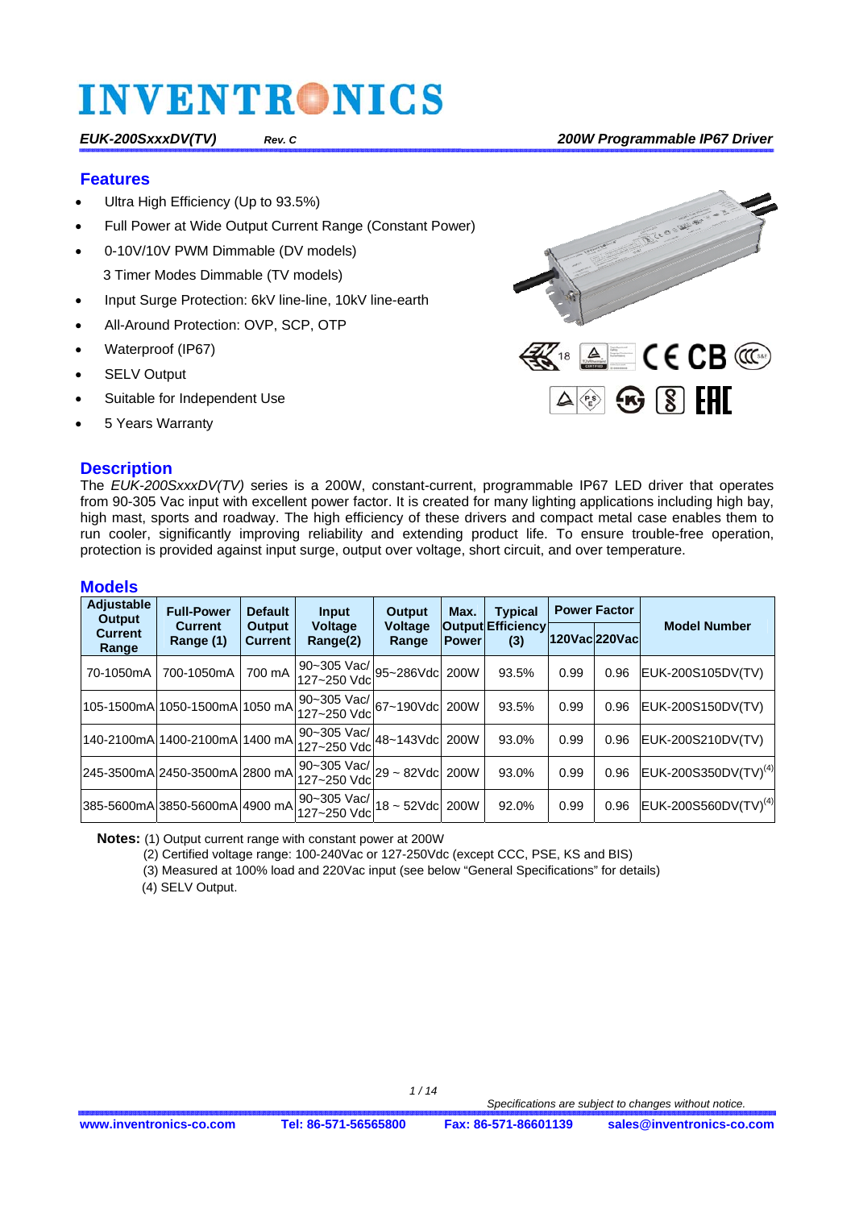# INVENTRONICS

*EUK-200SxxxDV(TV)* *Rev. C* *200W Programmable IP67 Driver*

## Features

- Ultra High Efficiency (Up to 93.5%)
- Full Power at Wide Output Current Range (Constant Power)
- 0-10V/10V PWM Dimmable (DV models)
  3 Timer Modes Dimmable (TV models)
- Input Surge Protection: 6kV line-line, 10kV line-earth
- All-Around Protection: OVP, SCP, OTP
- Waterproof (IP67)
- SELV Output
- Suitable for Independent Use
- 5 Years Warranty

## Description

The *EUK-200SxxxDV(TV)* series is a 200W, constant-current, programmable IP67 LED driver that operates from 90-305 Vac input with excellent power factor. It is created for many lighting applications including high bay, high mast, sports and roadway. The high efficiency of these drivers and compact metal case enables them to run cooler, significantly improving reliability and extending product life. To ensure trouble-free operation, protection is provided against input surge, output over voltage, short circuit, and over temperature.

## Models

| Adjustable Output Current Range | Full-Power Current Range (1) | Default Output Current | Input Voltage Range(2) | Output Voltage Range | Max. Output Power | Typical Efficiency (3) | Power Factor | | Model Number |
|---|---|---|---|---|---|---|---|---|---|
| | | | | | | | 120Vac | 220Vac | |
| 70-1050mA | 700-1050mA | 700 mA | 90~305 Vac/ 127~250 Vdc | 95~286Vdc | 200W | 93.5% | 0.99 | 0.96 | EUK-200S105DV(TV) |
| 105-1500mA | 1050-1500mA | 1050 mA | 90~305 Vac/ 127~250 Vdc | 67~190Vdc | 200W | 93.5% | 0.99 | 0.96 | EUK-200S150DV(TV) |
| 140-2100mA | 1400-2100mA | 1400 mA | 90~305 Vac/ 127~250 Vdc | 48~143Vdc | 200W | 93.0% | 0.99 | 0.96 | EUK-200S210DV(TV) |
| 245-3500mA | 2450-3500mA | 2800 mA | 90~305 Vac/ 127~250 Vdc | 29 ~ 82Vdc | 200W | 93.0% | 0.99 | 0.96 | EUK-200S350DV(TV)(4) |
| 385-5600mA | 3850-5600mA | 4900 mA | 90~305 Vac/ 127~250 Vdc | 18 ~ 52Vdc | 200W | 92.0% | 0.99 | 0.96 | EUK-200S560DV(TV)(4) |

**Notes:** (1) Output current range with constant power at 200W

(2) Certified voltage range: 100-240Vac or 127-250Vdc (except CCC, PSE, KS and BIS)

(3) Measured at 100% load and 220Vac input (see below "General Specifications" for details)

(4) SELV Output.

*Specifications are subject to changes without notice.*

**www.inventronics-co.com** **Tel: 86-571-56565800** **Fax: 86-571-86601139** **sales@inventronics-co.com**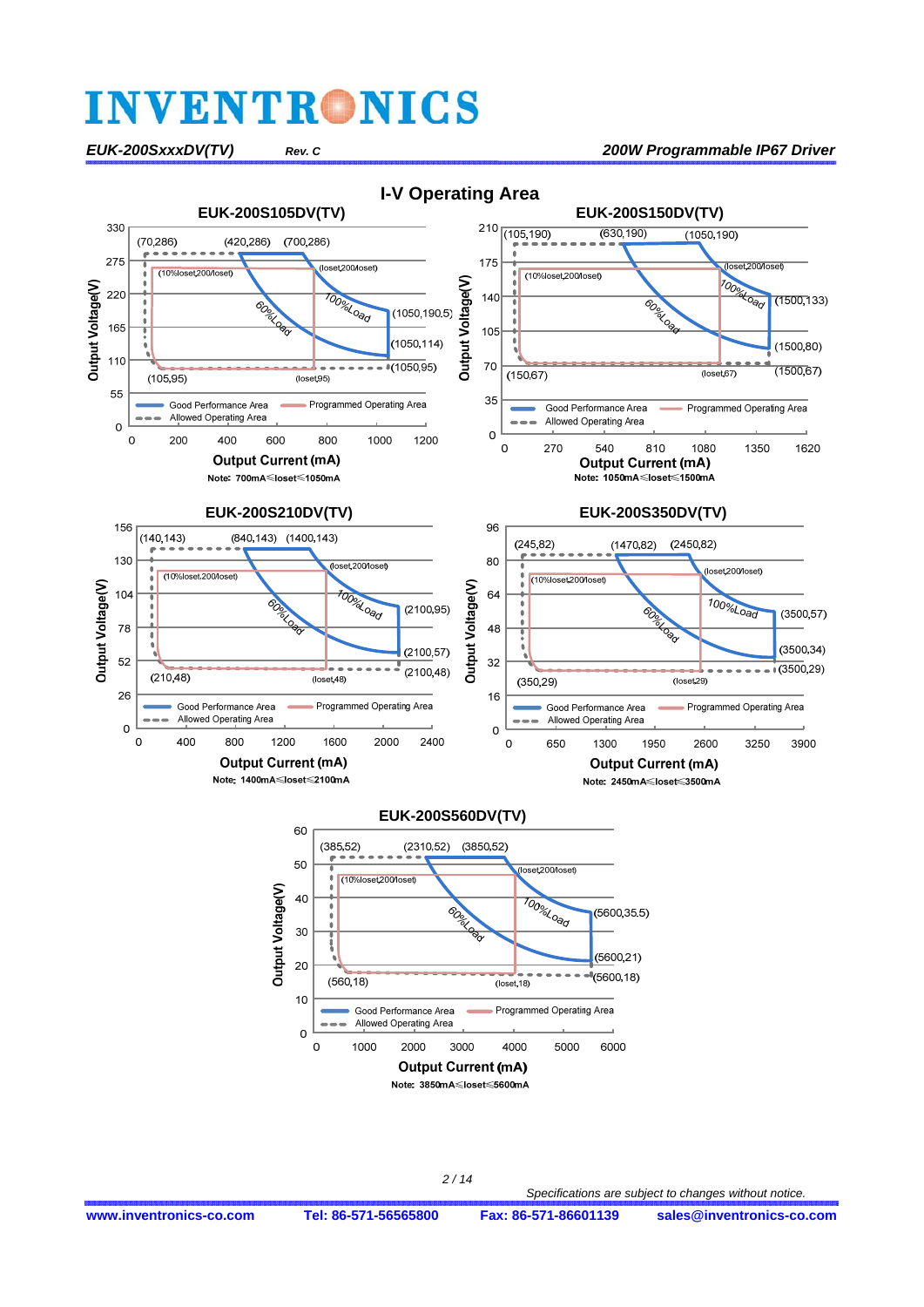## I-V Operating Area

### EUK-200S105DV(TV)

Note: 700mA≤Ioset≤1050mA

### EUK-200S150DV(TV)

Note: 1050mA≤Ioset≤1500mA

### EUK-200S210DV(TV)

Note: 1400mA≤Ioset≤2100mA

### EUK-200S350DV(TV)

Note: 2450mA≤Ioset≤3500mA

### EUK-200S560DV(TV)

Note: 3850mA≤Ioset≤5600mA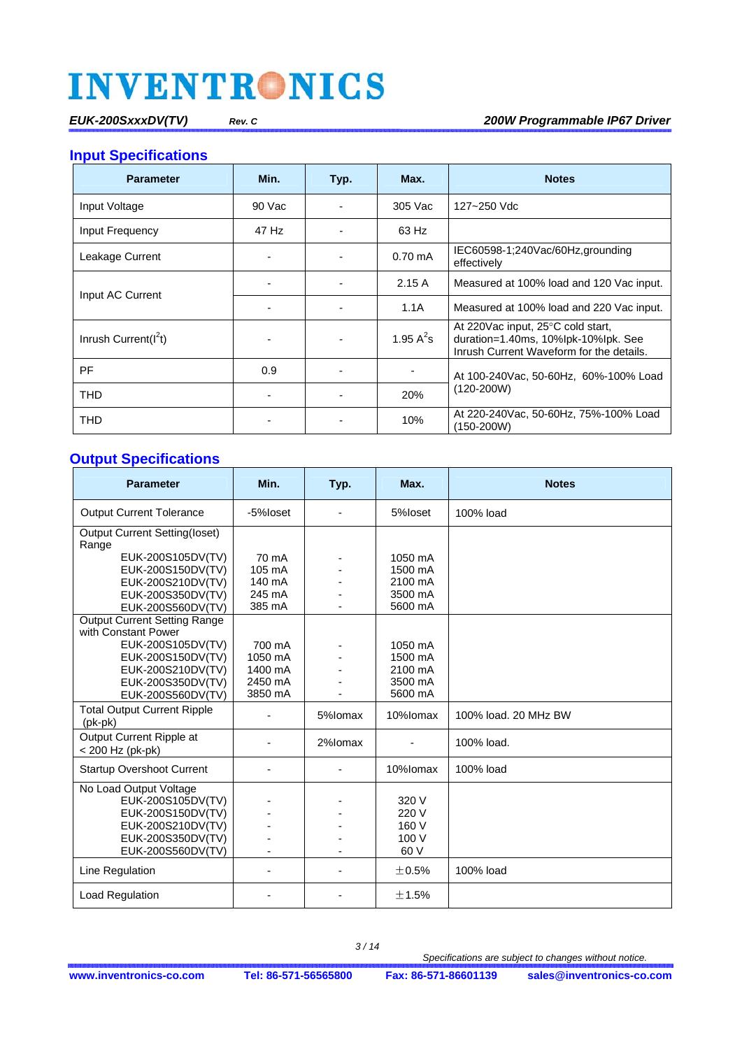## Input Specifications

| Parameter | Min. | Typ. | Max. | Notes |
|---|---|---|---|---|
| Input Voltage | 90 Vac | - | 305 Vac | 127~250 Vdc |
| Input Frequency | 47 Hz | - | 63 Hz | |
| Leakage Current | - | - | 0.70 mA | IEC60598-1;240Vac/60Hz,grounding effectively |
| Input AC Current | - | - | 2.15 A | Measured at 100% load and 120 Vac input. |
| | - | - | 1.1A | Measured at 100% load and 220 Vac input. |
| Inrush Current($I^2t$) | - | - | 1.95 $A^2s$ | At 220Vac input, 25°C cold start, duration=1.40ms, 10%Ipk-10%Ipk. See Inrush Current Waveform for the details. |
| PF | 0.9 | - | - | At 100-240Vac, 50-60Hz, 60%-100% Load (120-200W) |
| THD | - | - | 20% | |
| THD | - | - | 10% | At 220-240Vac, 50-60Hz, 75%-100% Load (150-200W) |

## Output Specifications

| Parameter | Min. | Typ. | Max. | Notes |
|---|---|---|---|---|
| Output Current Tolerance | -5%Ioset | - | 5%Ioset | 100% load |
| Output Current Setting(Ioset) Range | | | | |
| EUK-200S105DV(TV) | 70 mA | - | 1050 mA | |
| EUK-200S150DV(TV) | 105 mA | - | 1500 mA | |
| EUK-200S210DV(TV) | 140 mA | - | 2100 mA | |
| EUK-200S350DV(TV) | 245 mA | - | 3500 mA | |
| EUK-200S560DV(TV) | 385 mA | - | 5600 mA | |
| Output Current Setting Range with Constant Power | | | | |
| EUK-200S105DV(TV) | 700 mA | - | 1050 mA | |
| EUK-200S150DV(TV) | 1050 mA | - | 1500 mA | |
| EUK-200S210DV(TV) | 1400 mA | - | 2100 mA | |
| EUK-200S350DV(TV) | 2450 mA | - | 3500 mA | |
| EUK-200S560DV(TV) | 3850 mA | - | 5600 mA | |
| Total Output Current Ripple (pk-pk) | - | 5%Iomax | 10%Iomax | 100% load. 20 MHz BW |
| Output Current Ripple at < 200 Hz (pk-pk) | - | 2%Iomax | - | 100% load. |
| Startup Overshoot Current | - | - | 10%Iomax | 100% load |
| No Load Output Voltage | | | | |
| EUK-200S105DV(TV) | - | - | 320 V | |
| EUK-200S150DV(TV) | - | - | 220 V | |
| EUK-200S210DV(TV) | - | - | 160 V | |
| EUK-200S350DV(TV) | - | - | 100 V | |
| EUK-200S560DV(TV) | - | - | 60 V | |
| Line Regulation | - | - | ±0.5% | 100% load |
| Load Regulation | - | - | ±1.5% | |

*Specifications are subject to changes without notice.*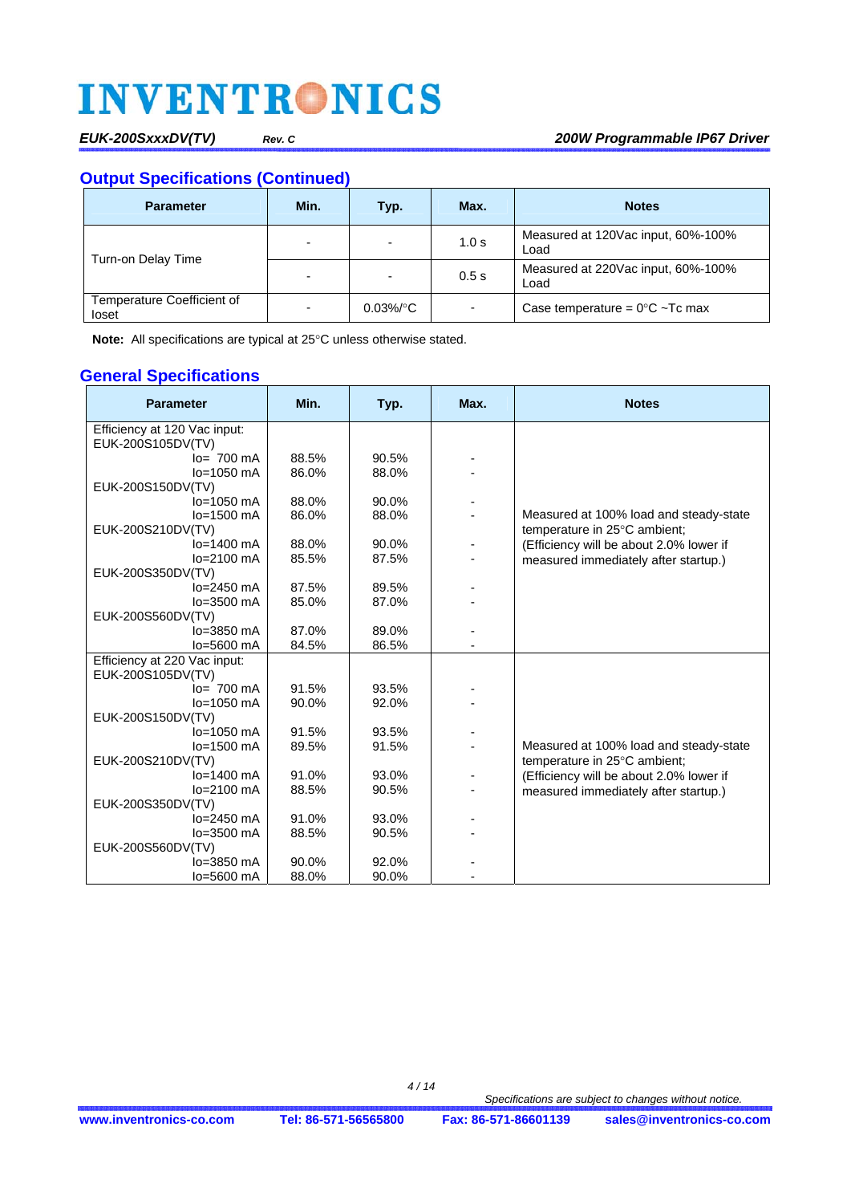## Output Specifications (Continued)

| Parameter | Min. | Typ. | Max. | Notes |
|---|---|---|---|---|
| Turn-on Delay Time | - | - | 1.0 s | Measured at 120Vac input, 60%-100% Load |
| | - | - | 0.5 s | Measured at 220Vac input, 60%-100% Load |
| Temperature Coefficient of Ioset | - | 0.03%/°C | - | Case temperature = 0°C ~Tc max |

**Note:** All specifications are typical at 25°C unless otherwise stated.

## General Specifications

| Parameter | Min. | Typ. | Max. | Notes |
|---|---|---|---|---|
| Efficiency at 120 Vac input: | | | | Measured at 100% load and steady-state temperature in 25°C ambient; (Efficiency will be about 2.0% lower if measured immediately after startup.) |
| EUK-200S105DV(TV) | | | | |
| Io= 700 mA | 88.5% | 90.5% | - | |
| Io=1050 mA | 86.0% | 88.0% | - | |
| EUK-200S150DV(TV) | | | | |
| Io=1050 mA | 88.0% | 90.0% | - | |
| Io=1500 mA | 86.0% | 88.0% | - | |
| EUK-200S210DV(TV) | | | | |
| Io=1400 mA | 88.0% | 90.0% | - | |
| Io=2100 mA | 85.5% | 87.5% | - | |
| EUK-200S350DV(TV) | | | | |
| Io=2450 mA | 87.5% | 89.5% | - | |
| Io=3500 mA | 85.0% | 87.0% | - | |
| EUK-200S560DV(TV) | | | | |
| Io=3850 mA | 87.0% | 89.0% | - | |
| Io=5600 mA | 84.5% | 86.5% | - | |
| Efficiency at 220 Vac input: | | | | Measured at 100% load and steady-state temperature in 25°C ambient; (Efficiency will be about 2.0% lower if measured immediately after startup.) |
| EUK-200S105DV(TV) | | | | |
| Io= 700 mA | 91.5% | 93.5% | - | |
| Io=1050 mA | 90.0% | 92.0% | - | |
| EUK-200S150DV(TV) | | | | |
| Io=1050 mA | 91.5% | 93.5% | - | |
| Io=1500 mA | 89.5% | 91.5% | - | |
| EUK-200S210DV(TV) | | | | |
| Io=1400 mA | 91.0% | 93.0% | - | |
| Io=2100 mA | 88.5% | 90.5% | - | |
| EUK-200S350DV(TV) | | | | |
| Io=2450 mA | 91.0% | 93.0% | - | |
| Io=3500 mA | 88.5% | 90.5% | - | |
| EUK-200S560DV(TV) | | | | |
| Io=3850 mA | 90.0% | 92.0% | - | |
| Io=5600 mA | 88.0% | 90.0% | - | |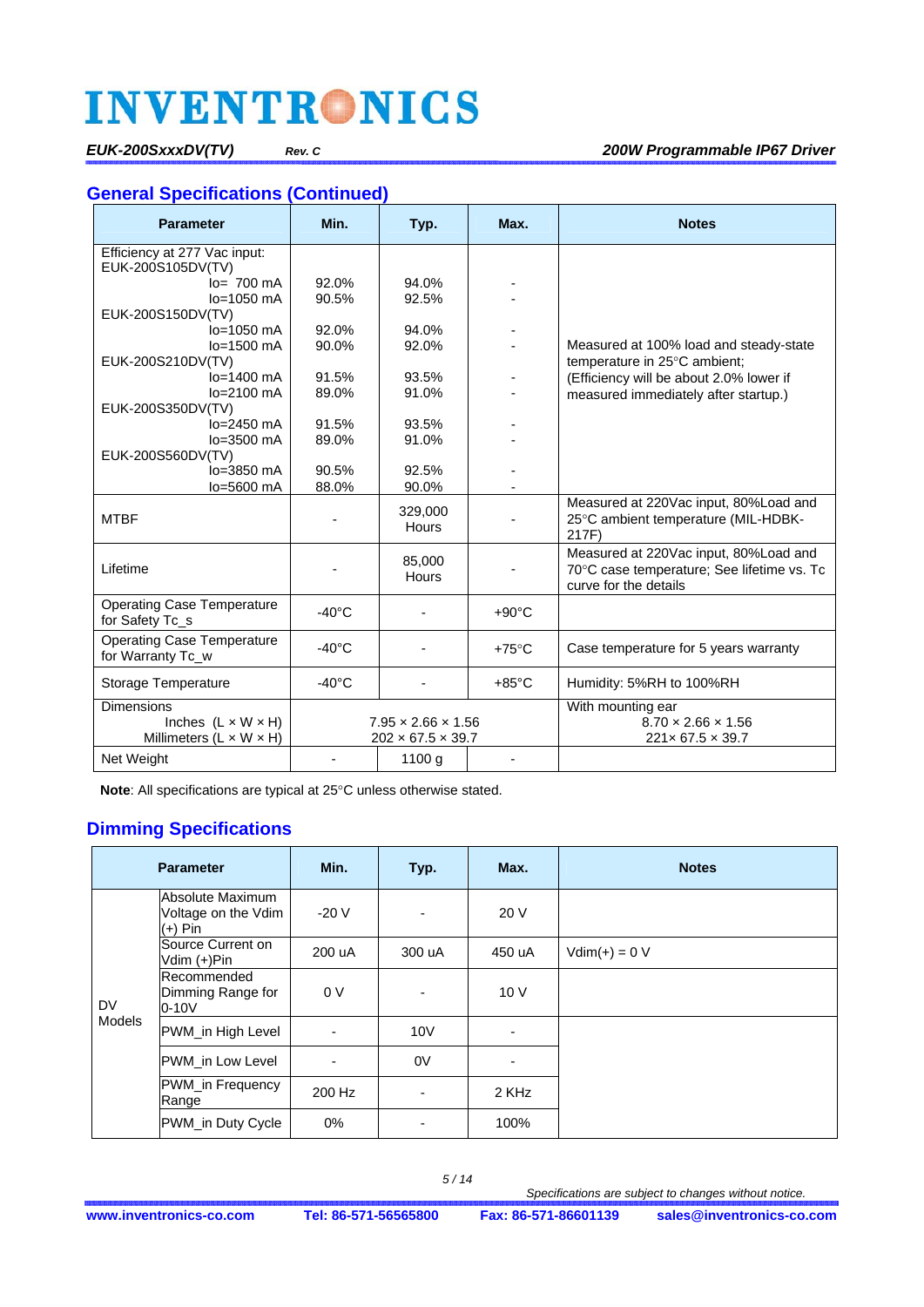## General Specifications (Continued)

| Parameter | Min. | Typ. | Max. | Notes |
|---|---|---|---|---|
| Efficiency at 277 Vac input: | | | | Measured at 100% load and steady-state temperature in 25°C ambient; (Efficiency will be about 2.0% lower if measured immediately after startup.) |
| EUK-200S105DV(TV) | | | | |
| Io= 700 mA | 92.0% | 94.0% | - | |
| Io=1050 mA | 90.5% | 92.5% | - | |
| EUK-200S150DV(TV) | | | | |
| Io=1050 mA | 92.0% | 94.0% | - | |
| Io=1500 mA | 90.0% | 92.0% | - | |
| EUK-200S210DV(TV) | | | | |
| Io=1400 mA | 91.5% | 93.5% | - | |
| Io=2100 mA | 89.0% | 91.0% | - | |
| EUK-200S350DV(TV) | | | | |
| Io=2450 mA | 91.5% | 93.5% | - | |
| Io=3500 mA | 89.0% | 91.0% | - | |
| EUK-200S560DV(TV) | | | | |
| Io=3850 mA | 90.5% | 92.5% | - | |
| Io=5600 mA | 88.0% | 90.0% | - | |
| MTBF | - | 329,000 Hours | - | Measured at 220Vac input, 80%Load and 25°C ambient temperature (MIL-HDBK-217F) |
| Lifetime | - | 85,000 Hours | - | Measured at 220Vac input, 80%Load and 70°C case temperature; See lifetime vs. Tc curve for the details |
| Operating Case Temperature for Safety Tc_s | -40°C | - | +90°C | |
| Operating Case Temperature for Warranty Tc_w | -40°C | - | +75°C | Case temperature for 5 years warranty |
| Storage Temperature | -40°C | - | +85°C | Humidity: 5%RH to 100%RH |
| Dimensions Inches (L × W × H) | 7.95 × 2.66 × 1.56 | | | With mounting ear 8.70 × 2.66 × 1.56 |
| Dimensions Millimeters (L × W × H) | 202 × 67.5 × 39.7 | | | 221× 67.5 × 39.7 |
| Net Weight | - | 1100 g | - | |

**Note**: All specifications are typical at 25°C unless otherwise stated.

## Dimming Specifications

| Parameter | | Min. | Typ. | Max. | Notes |
|---|---|---|---|---|---|
| DV Models | Absolute Maximum Voltage on the Vdim (+) Pin | -20 V | - | 20 V | |
| | Source Current on Vdim (+)Pin | 200 uA | 300 uA | 450 uA | Vdim(+) = 0 V |
| | Recommended Dimming Range for 0-10V | 0 V | - | 10 V | |
| | PWM_in High Level | - | 10V | - | |
| | PWM_in Low Level | - | 0V | - | |
| | PWM_in Frequency Range | 200 Hz | - | 2 KHz | |
| | PWM_in Duty Cycle | 0% | - | 100% | |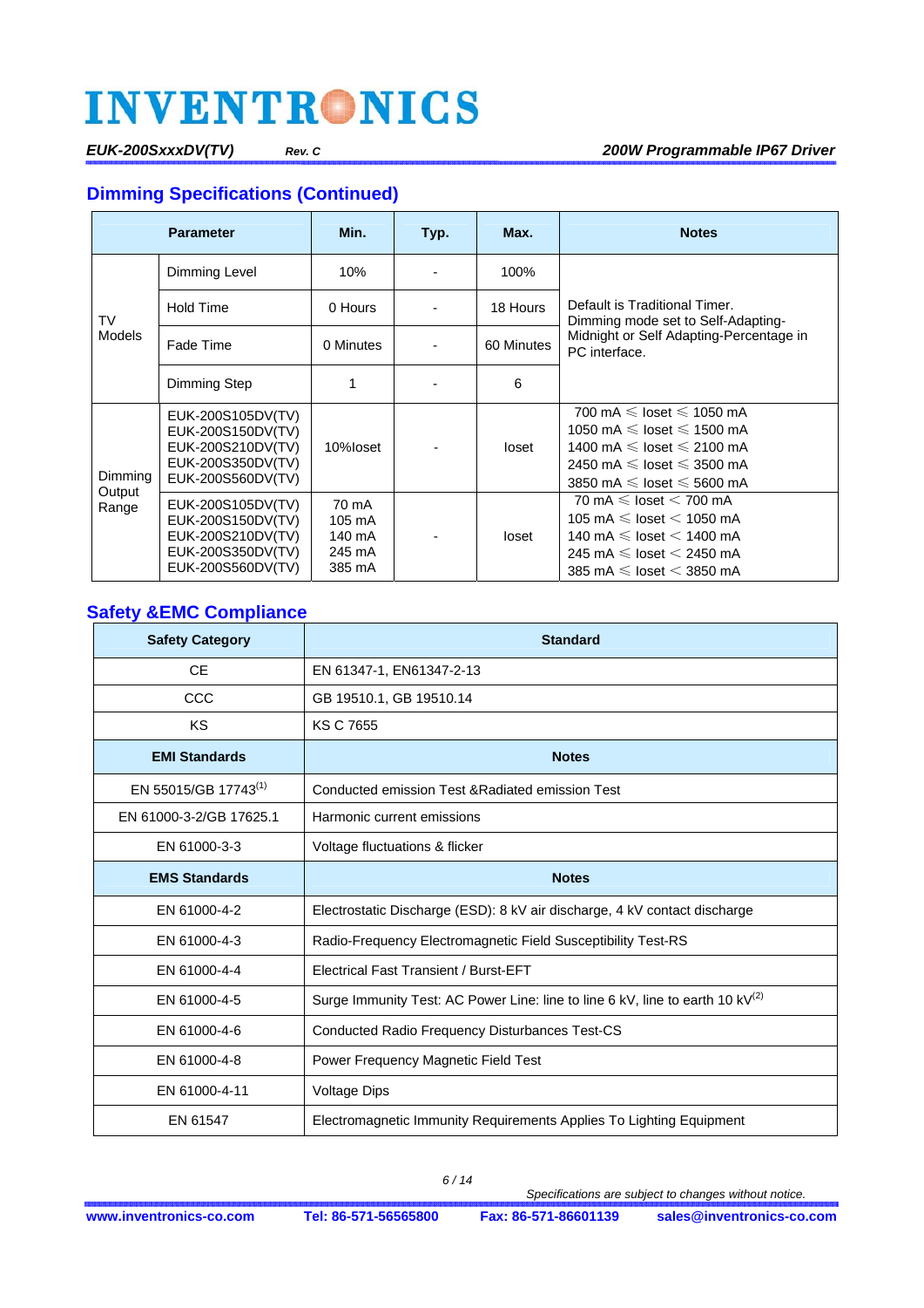## Dimming Specifications (Continued)

| Parameter | | Min. | Typ. | Max. | Notes |
|---|---|---|---|---|---|
| TV Models | Dimming Level | 10% | - | 100% | Default is Traditional Timer. Dimming mode set to Self-Adapting-Midnight or Self Adapting-Percentage in PC interface. |
| | Hold Time | 0 Hours | - | 18 Hours | |
| | Fade Time | 0 Minutes | - | 60 Minutes | |
| | Dimming Step | 1 | - | 6 | |
| Dimming Output Range | EUK-200S105DV(TV)<br>EUK-200S150DV(TV)<br>EUK-200S210DV(TV)<br>EUK-200S350DV(TV)<br>EUK-200S560DV(TV) | 10%Ioset | - | Ioset | 700 mA ≤ Ioset ≤ 1050 mA<br>1050 mA ≤ Ioset ≤ 1500 mA<br>1400 mA ≤ Ioset ≤ 2100 mA<br>2450 mA ≤ Ioset ≤ 3500 mA<br>3850 mA ≤ Ioset ≤ 5600 mA |
| | EUK-200S105DV(TV)<br>EUK-200S150DV(TV)<br>EUK-200S210DV(TV)<br>EUK-200S350DV(TV)<br>EUK-200S560DV(TV) | 70 mA<br>105 mA<br>140 mA<br>245 mA<br>385 mA | - | Ioset | 70 mA ≤ Ioset < 700 mA<br>105 mA ≤ Ioset < 1050 mA<br>140 mA ≤ Ioset < 1400 mA<br>245 mA ≤ Ioset < 2450 mA<br>385 mA ≤ Ioset < 3850 mA |

## Safety &EMC Compliance

| Safety Category | Standard |
|---|---|
| CE | EN 61347-1, EN61347-2-13 |
| CCC | GB 19510.1, GB 19510.14 |
| KS | KS C 7655 |
| **EMI Standards** | **Notes** |
| EN 55015/GB 17743(1) | Conducted emission Test &Radiated emission Test |
| EN 61000-3-2/GB 17625.1 | Harmonic current emissions |
| EN 61000-3-3 | Voltage fluctuations & flicker |
| **EMS Standards** | **Notes** |
| EN 61000-4-2 | Electrostatic Discharge (ESD): 8 kV air discharge, 4 kV contact discharge |
| EN 61000-4-3 | Radio-Frequency Electromagnetic Field Susceptibility Test-RS |
| EN 61000-4-4 | Electrical Fast Transient / Burst-EFT |
| EN 61000-4-5 | Surge Immunity Test: AC Power Line: line to line 6 kV, line to earth 10 kV(2) |
| EN 61000-4-6 | Conducted Radio Frequency Disturbances Test-CS |
| EN 61000-4-8 | Power Frequency Magnetic Field Test |
| EN 61000-4-11 | Voltage Dips |
| EN 61547 | Electromagnetic Immunity Requirements Applies To Lighting Equipment |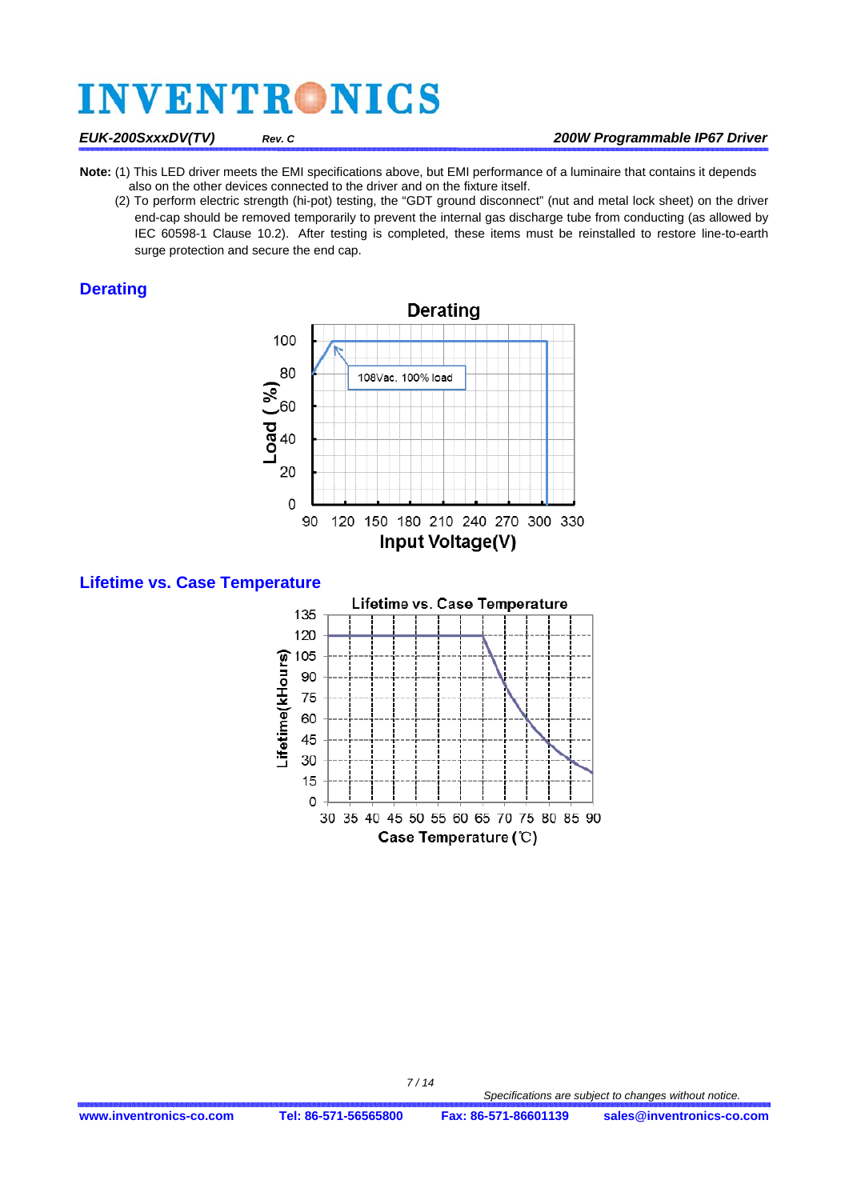**Note:** (1) This LED driver meets the EMI specifications above, but EMI performance of a luminaire that contains it depends also on the other devices connected to the driver and on the fixture itself.

(2) To perform electric strength (hi-pot) testing, the "GDT ground disconnect" (nut and metal lock sheet) on the driver end-cap should be removed temporarily to prevent the internal gas discharge tube from conducting (as allowed by IEC 60598-1 Clause 10.2). After testing is completed, these items must be reinstalled to restore line-to-earth surge protection and secure the end cap.

## Derating

## Lifetime vs. Case Temperature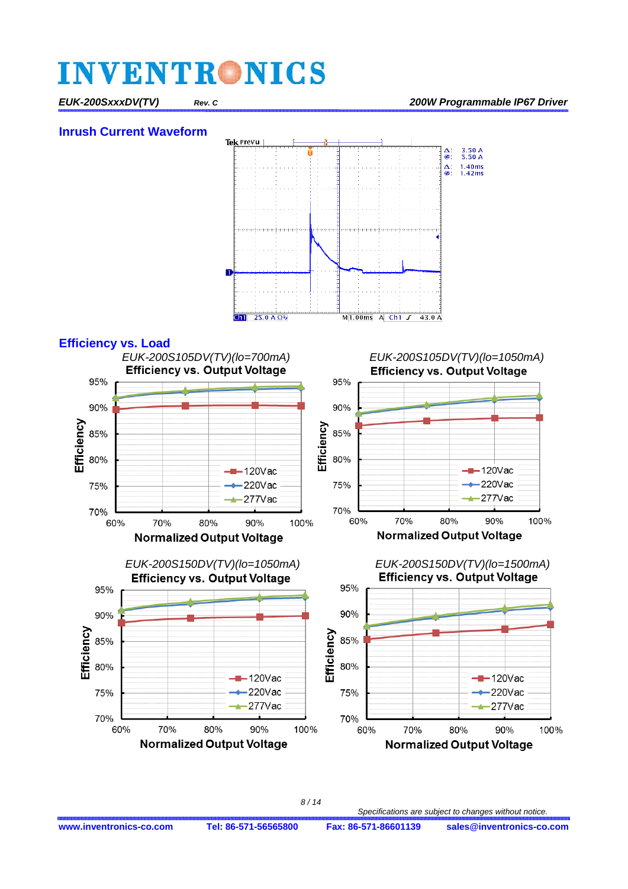## Inrush Current Waveform

## Efficiency vs. Load

*EUK-200S105DV(TV)(Io=700mA)*

**Efficiency vs. Output Voltage**

*EUK-200S105DV(TV)(Io=1050mA)*

**Efficiency vs. Output Voltage**

*EUK-200S150DV(TV)(Io=1050mA)*

**Efficiency vs. Output Voltage**

*EUK-200S150DV(TV)(Io=1500mA)*

**Efficiency vs. Output Voltage**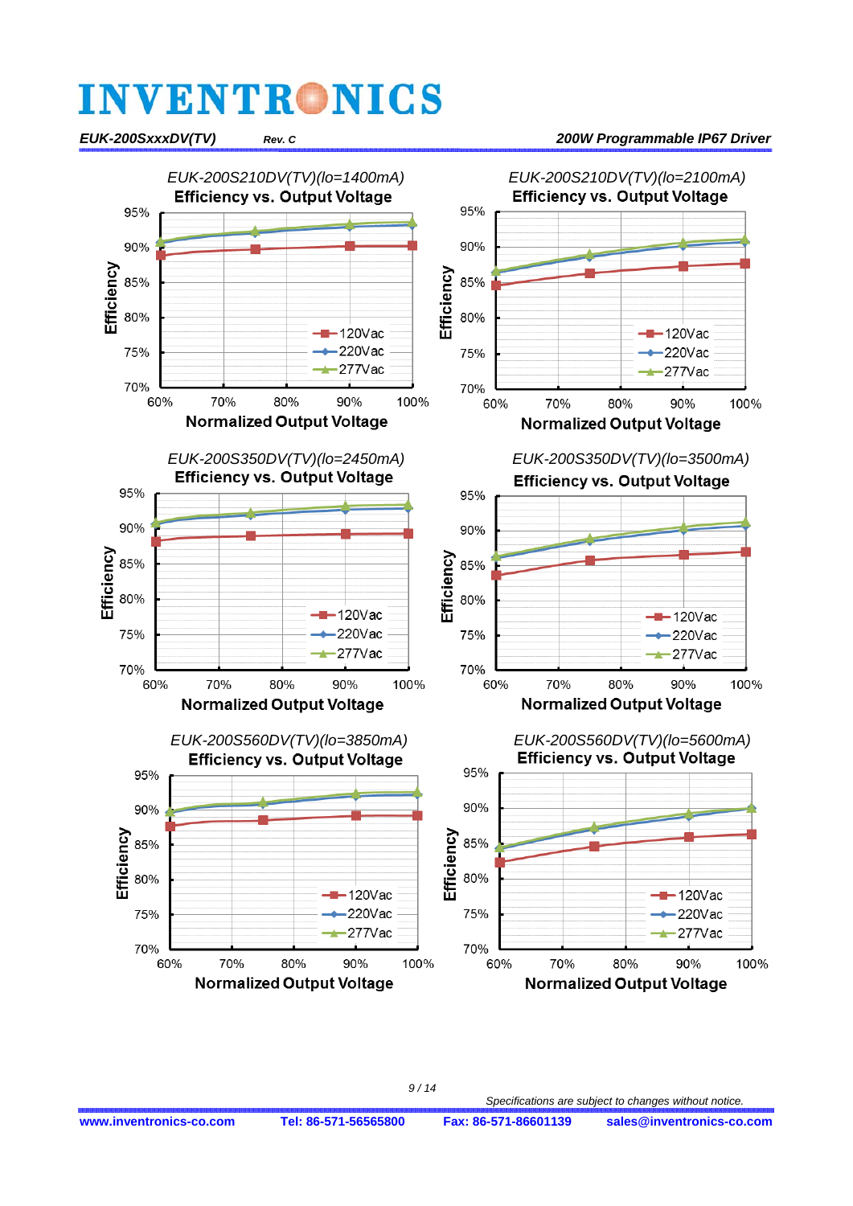EUK-200S210DV(TV)(Io=1400mA)
**Efficiency vs. Output Voltage**

Efficiency: 95%, 90%, 85%, 80%, 75%, 70%
Normalized Output Voltage: 60%, 70%, 80%, 90%, 100%
Legend: 120Vac, 220Vac, 277Vac

EUK-200S210DV(TV)(Io=2100mA)
**Efficiency vs. Output Voltage**

Efficiency: 95%, 90%, 85%, 80%, 75%, 70%
Normalized Output Voltage: 60%, 70%, 80%, 90%, 100%
Legend: 120Vac, 220Vac, 277Vac

EUK-200S350DV(TV)(Io=2450mA)
**Efficiency vs. Output Voltage**

Efficiency: 95%, 90%, 85%, 80%, 75%, 70%
Normalized Output Voltage: 60%, 70%, 80%, 90%, 100%
Legend: 120Vac, 220Vac, 277Vac

EUK-200S350DV(TV)(Io=3500mA)
**Efficiency vs. Output Voltage**

Efficiency: 95%, 90%, 85%, 80%, 75%, 70%
Normalized Output Voltage: 60%, 70%, 80%, 90%, 100%
Legend: 120Vac, 220Vac, 277Vac

EUK-200S560DV(TV)(Io=3850mA)
**Efficiency vs. Output Voltage**

Efficiency: 95%, 90%, 85%, 80%, 75%, 70%
Normalized Output Voltage: 60%, 70%, 80%, 90%, 100%
Legend: 120Vac, 220Vac, 277Vac

EUK-200S560DV(TV)(Io=5600mA)
**Efficiency vs. Output Voltage**

Efficiency: 95%, 90%, 85%, 80%, 75%, 70%
Normalized Output Voltage: 60%, 70%, 80%, 90%, 100%
Legend: 120Vac, 220Vac, 277Vac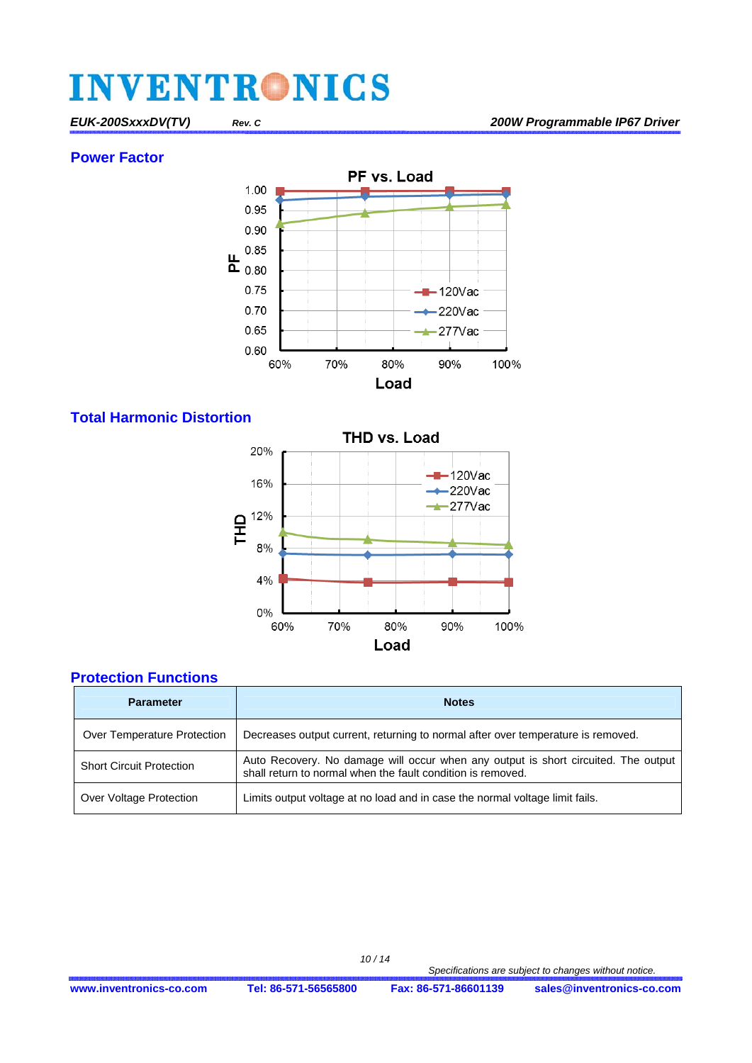## Power Factor

PF vs. Load

## Total Harmonic Distortion

THD vs. Load

## Protection Functions

| Parameter | Notes |
|---|---|
| Over Temperature Protection | Decreases output current, returning to normal after over temperature is removed. |
| Short Circuit Protection | Auto Recovery. No damage will occur when any output is short circuited. The output shall return to normal when the fault condition is removed. |
| Over Voltage Protection | Limits output voltage at no load and in case the normal voltage limit fails. |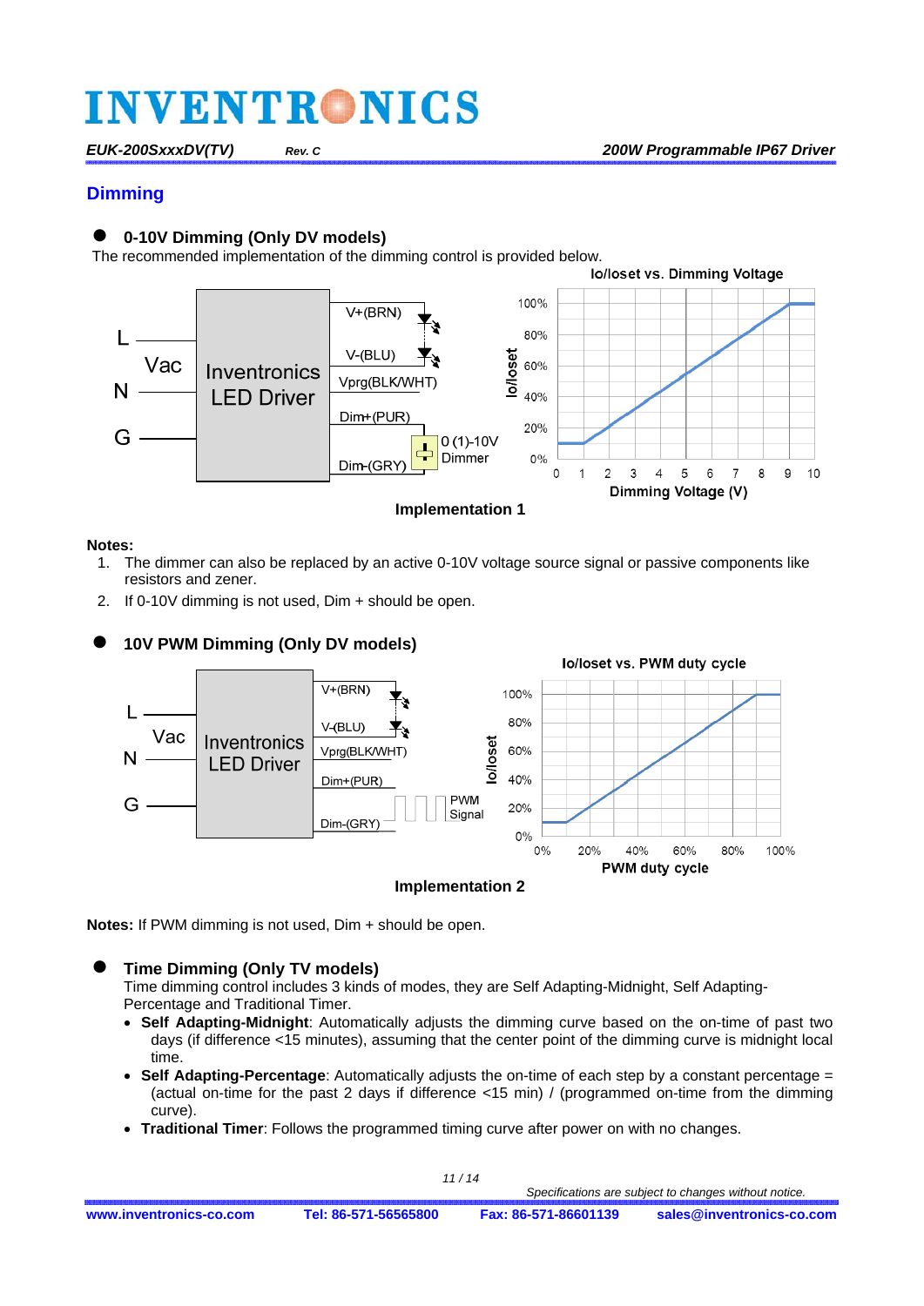# Dimming

## 0-10V Dimming (Only DV models)

The recommended implementation of the dimming control is provided below.

Implementation 1

**Notes:**

1. The dimmer can also be replaced by an active 0-10V voltage source signal or passive components like resistors and zener.
2. If 0-10V dimming is not used, Dim + should be open.

## 10V PWM Dimming (Only DV models)

Implementation 2

**Notes:** If PWM dimming is not used, Dim + should be open.

## Time Dimming (Only TV models)

Time dimming control includes 3 kinds of modes, they are Self Adapting-Midnight, Self Adapting-Percentage and Traditional Timer.

- **Self Adapting-Midnight**: Automatically adjusts the dimming curve based on the on-time of past two days (if difference <15 minutes), assuming that the center point of the dimming curve is midnight local time.
- **Self Adapting-Percentage**: Automatically adjusts the on-time of each step by a constant percentage = (actual on-time for the past 2 days if difference <15 min) / (programmed on-time from the dimming curve).
- **Traditional Timer**: Follows the programmed timing curve after power on with no changes.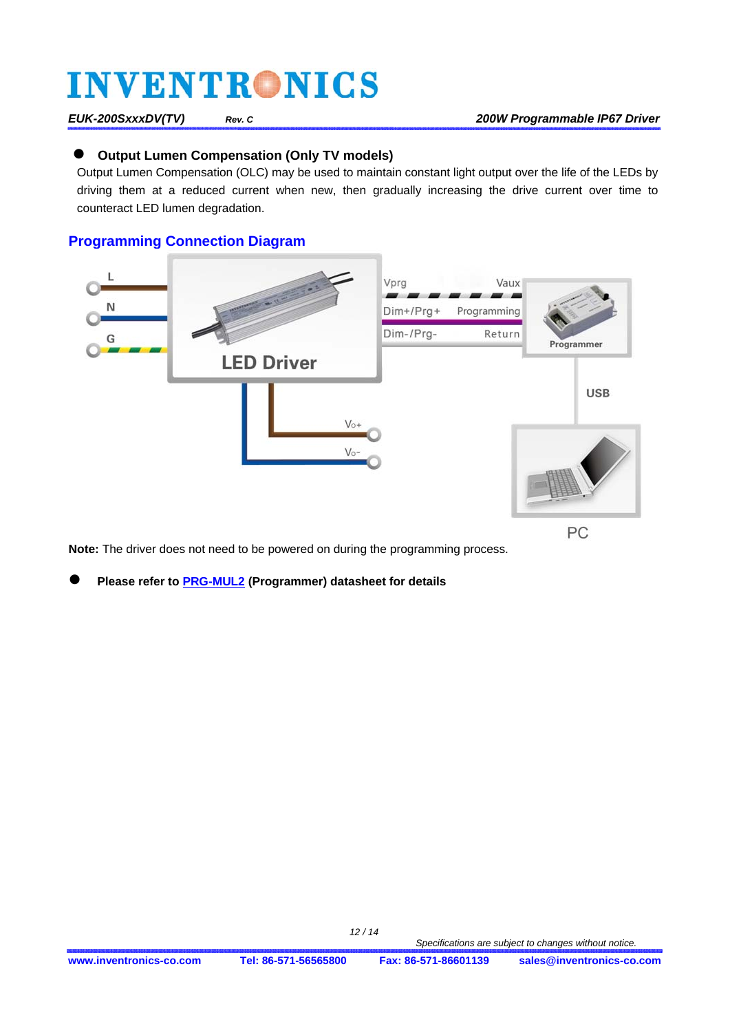- **Output Lumen Compensation (Only TV models)**

  Output Lumen Compensation (OLC) may be used to maintain constant light output over the life of the LEDs by driving them at a reduced current when new, then gradually increasing the drive current over time to counteract LED lumen degradation.

## Programming Connection Diagram

L
N
G
LED Driver
Vprg Vaux
Dim+/Prg+ Programming
Dim-/Prg- Return
Programmer
USB
Vo+
Vo-
PC

**Note:** The driver does not need to be powered on during the programming process.

- **Please refer to PRG-MUL2 (Programmer) datasheet for details**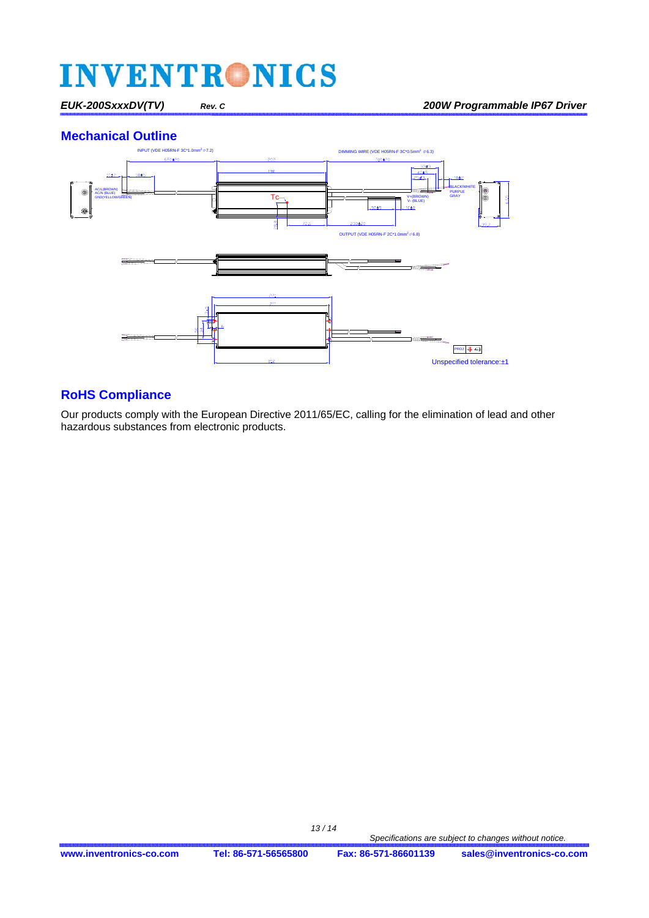## Mechanical Outline

INPUT (VDE H05RN-F 3C*1.0mm² ⌀7.2)

DIMMING WIRE (VDE H05RN-F 3C*0.5mm² ⌀6.3)

AC/L(BROWN)
AC/N (BLUE)
GND(YELLOW/GREEN)

Tc

BLACK/WHITE
PURPLE
GRAY

V+(BROWN)
V- (BLUE)

OUTPUT (VDE H05RN-F 2C*1.0mm² ⌀6.8)

Unspecified tolerance:±1

## RoHS Compliance

Our products comply with the European Directive 2011/65/EC, calling for the elimination of lead and other hazardous substances from electronic products.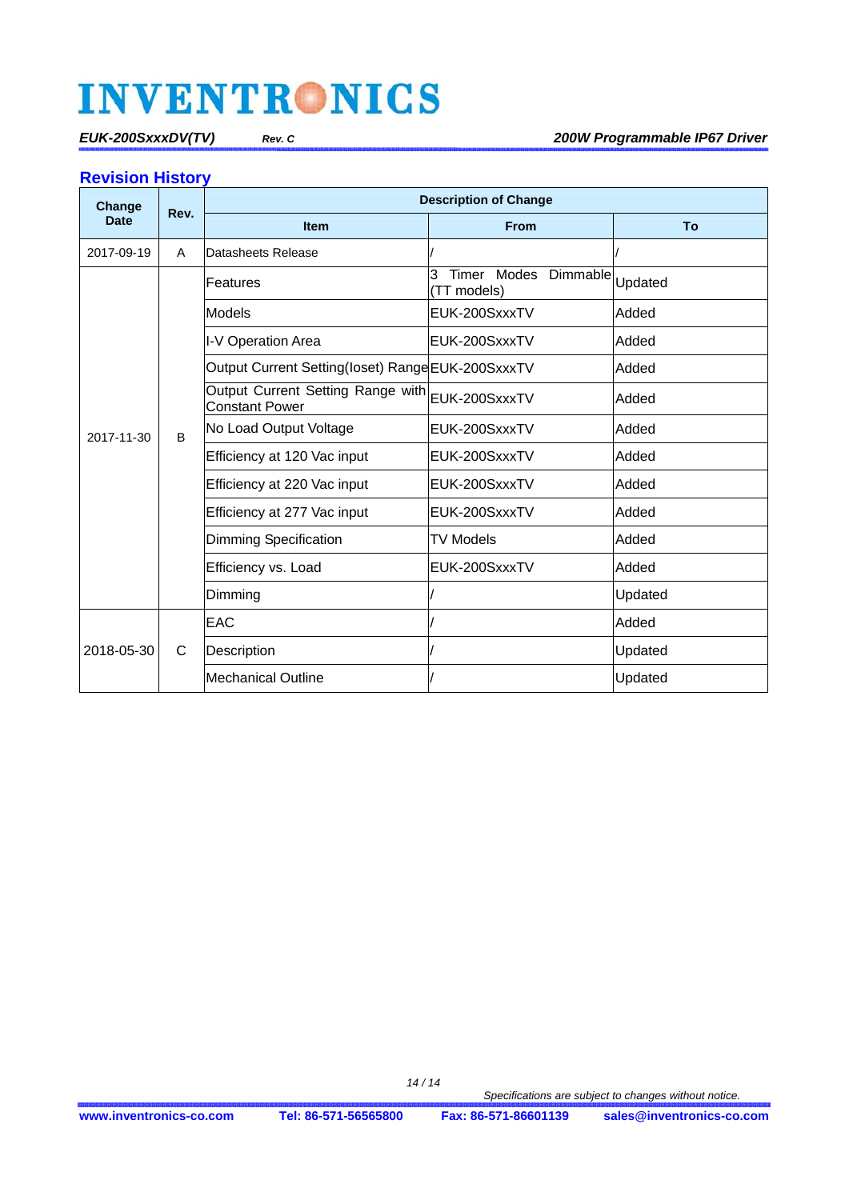## Revision History

| Change Date | Rev. | Description of Change | | |
|---|---|---|---|---|
| | | Item | From | To |
| 2017-09-19 | A | Datasheets Release | / | / |
| 2017-11-30 | B | Features | 3 Timer Modes Dimmable (TT models) | Updated |
| | | Models | EUK-200SxxxTV | Added |
| | | I-V Operation Area | EUK-200SxxxTV | Added |
| | | Output Current Setting(Ioset) Range | EUK-200SxxxTV | Added |
| | | Output Current Setting Range with Constant Power | EUK-200SxxxTV | Added |
| | | No Load Output Voltage | EUK-200SxxxTV | Added |
| | | Efficiency at 120 Vac input | EUK-200SxxxTV | Added |
| | | Efficiency at 220 Vac input | EUK-200SxxxTV | Added |
| | | Efficiency at 277 Vac input | EUK-200SxxxTV | Added |
| | | Dimming Specification | TV Models | Added |
| | | Efficiency vs. Load | EUK-200SxxxTV | Added |
| | | Dimming | / | Updated |
| 2018-05-30 | C | EAC | / | Added |
| | | Description | / | Updated |
| | | Mechanical Outline | / | Updated |

*Specifications are subject to changes without notice.*